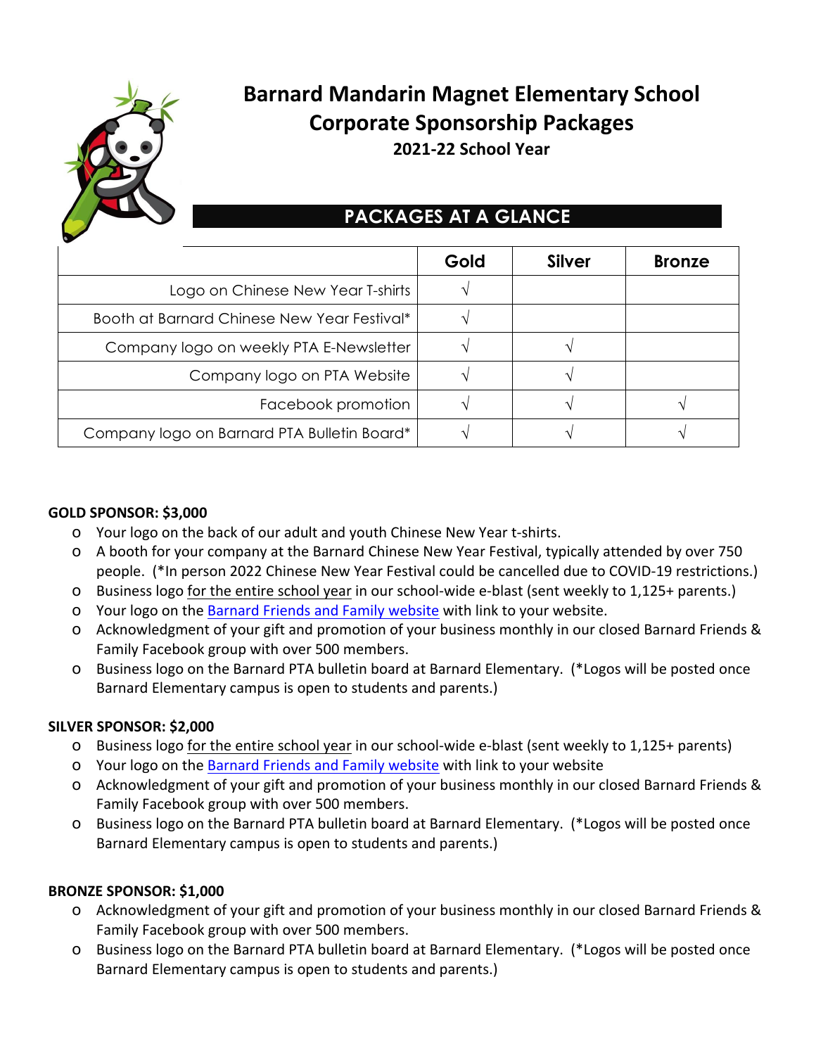# Barnard Mandarin Magnet Elementary School
# Corporate Sponsorship Packages
### 2021-22 School Year

## PACKAGES AT A GLANCE

| | Gold | Silver | Bronze |
|---|---|---|---|
| Logo on Chinese New Year T-shirts | √ | | |
| Booth at Barnard Chinese New Year Festival* | √ | | |
| Company logo on weekly PTA E-Newsletter | √ | √ | |
| Company logo on PTA Website | √ | √ | |
| Facebook promotion | √ | √ | √ |
| Company logo on Barnard PTA Bulletin Board* | √ | √ | √ |

**GOLD SPONSOR: $3,000**

- Your logo on the back of our adult and youth Chinese New Year t-shirts.
- A booth for your company at the Barnard Chinese New Year Festival, typically attended by over 750 people. (*In person 2022 Chinese New Year Festival could be cancelled due to COVID-19 restrictions.)
- Business logo for the entire school year in our school-wide e-blast (sent weekly to 1,125+ parents.)
- Your logo on the Barnard Friends and Family website with link to your website.
- Acknowledgment of your gift and promotion of your business monthly in our closed Barnard Friends & Family Facebook group with over 500 members.
- Business logo on the Barnard PTA bulletin board at Barnard Elementary. (*Logos will be posted once Barnard Elementary campus is open to students and parents.)

**SILVER SPONSOR: $2,000**

- Business logo for the entire school year in our school-wide e-blast (sent weekly to 1,125+ parents)
- Your logo on the Barnard Friends and Family website with link to your website
- Acknowledgment of your gift and promotion of your business monthly in our closed Barnard Friends & Family Facebook group with over 500 members.
- Business logo on the Barnard PTA bulletin board at Barnard Elementary. (*Logos will be posted once Barnard Elementary campus is open to students and parents.)

**BRONZE SPONSOR: $1,000**

- Acknowledgment of your gift and promotion of your business monthly in our closed Barnard Friends & Family Facebook group with over 500 members.
- Business logo on the Barnard PTA bulletin board at Barnard Elementary. (*Logos will be posted once Barnard Elementary campus is open to students and parents.)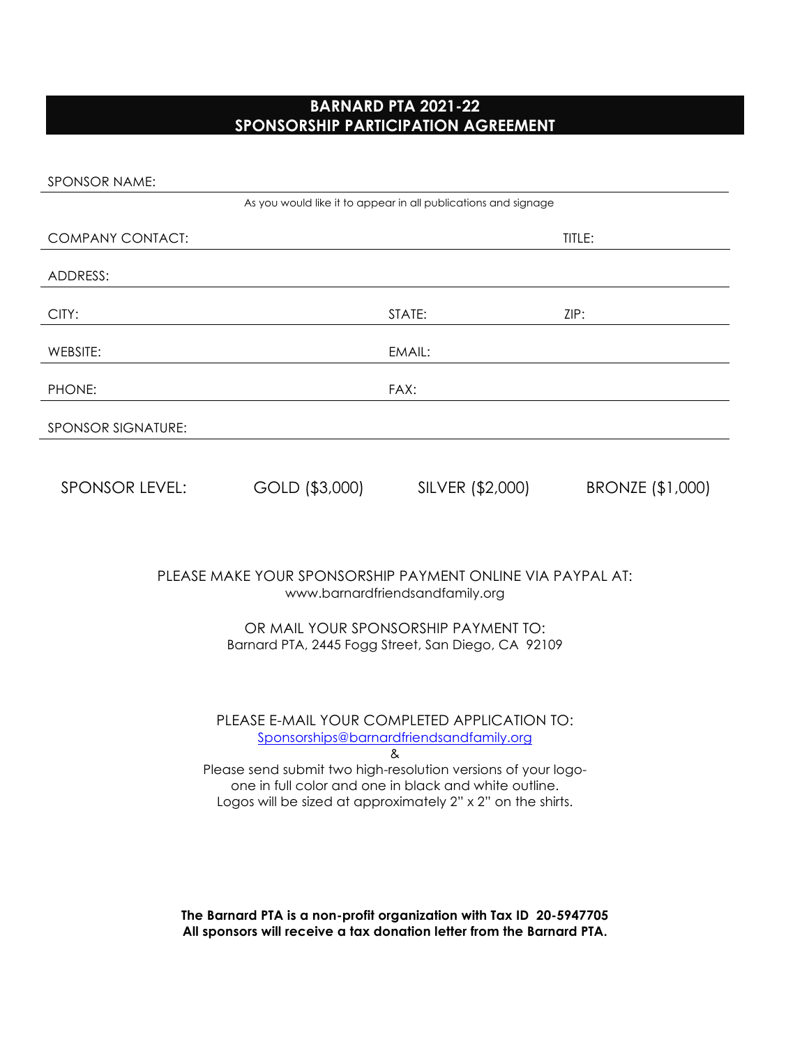# BARNARD PTA 2021-22
# SPONSORSHIP PARTICIPATION AGREEMENT

SPONSOR NAME: ______________________________________________

As you would like it to appear in all publications and signage

COMPANY CONTACT: ______________________________ TITLE: ______________

ADDRESS: ______________________________________________

CITY: ______________________ STATE: ______________ ZIP: ______________

WEBSITE: ______________________ EMAIL: ______________________

PHONE: ______________________ FAX: ______________________

SPONSOR SIGNATURE: ______________________________________________

SPONSOR LEVEL: GOLD ($3,000) SILVER ($2,000) BRONZE ($1,000)

PLEASE MAKE YOUR SPONSORSHIP PAYMENT ONLINE VIA PAYPAL AT:
www.barnardfriendsandfamily.org

OR MAIL YOUR SPONSORSHIP PAYMENT TO:
Barnard PTA, 2445 Fogg Street, San Diego, CA 92109

PLEASE E-MAIL YOUR COMPLETED APPLICATION TO:
Sponsorships@barnardfriendsandfamily.org
&
Please send submit two high-resolution versions of your logo-
one in full color and one in black and white outline.
Logos will be sized at approximately 2" x 2" on the shirts.

**The Barnard PTA is a non-profit organization with Tax ID 20-5947705**
**All sponsors will receive a tax donation letter from the Barnard PTA.**